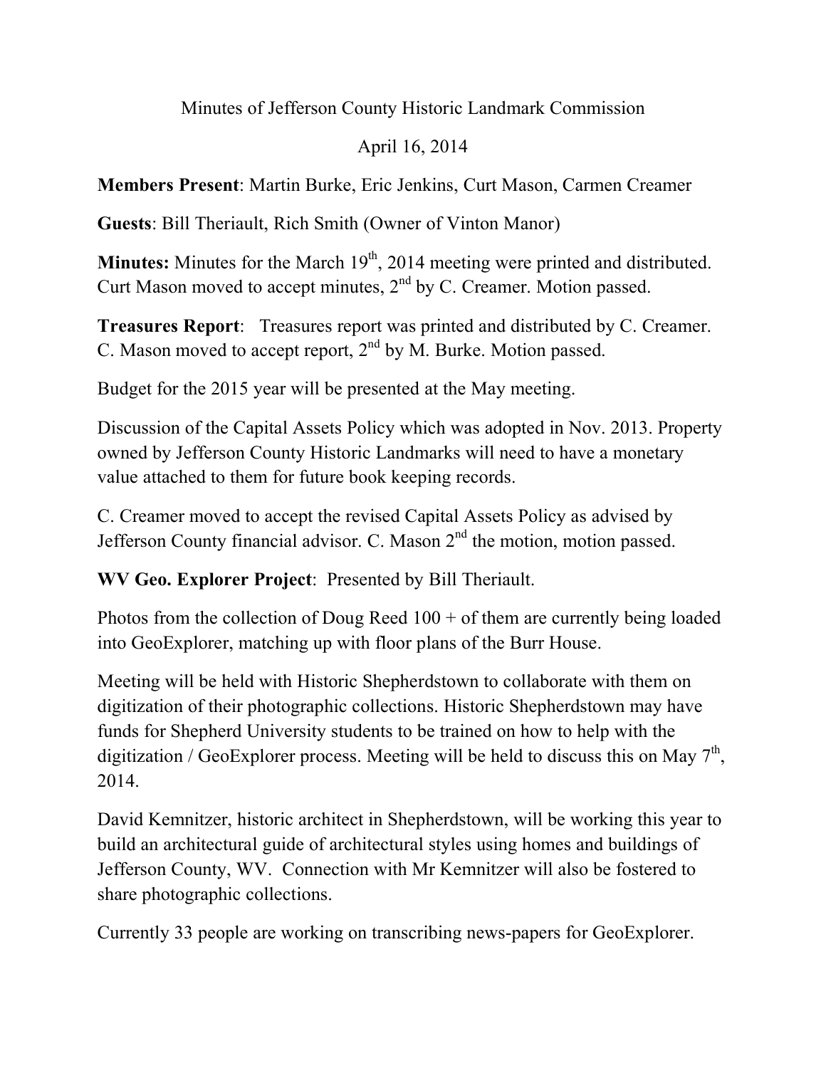Minutes of Jefferson County Historic Landmark Commission

April 16, 2014

**Members Present**: Martin Burke, Eric Jenkins, Curt Mason, Carmen Creamer

**Guests**: Bill Theriault, Rich Smith (Owner of Vinton Manor)

**Minutes:** Minutes for the March 19th, 2014 meeting were printed and distributed. Curt Mason moved to accept minutes, 2nd by C. Creamer. Motion passed.

**Treasures Report**: Treasures report was printed and distributed by C. Creamer. C. Mason moved to accept report, 2nd by M. Burke. Motion passed.

Budget for the 2015 year will be presented at the May meeting.

Discussion of the Capital Assets Policy which was adopted in Nov. 2013. Property owned by Jefferson County Historic Landmarks will need to have a monetary value attached to them for future book keeping records.

C. Creamer moved to accept the revised Capital Assets Policy as advised by Jefferson County financial advisor. C. Mason 2nd the motion, motion passed.

**WV Geo. Explorer Project**: Presented by Bill Theriault.

Photos from the collection of Doug Reed 100 + of them are currently being loaded into GeoExplorer, matching up with floor plans of the Burr House.

Meeting will be held with Historic Shepherdstown to collaborate with them on digitization of their photographic collections. Historic Shepherdstown may have funds for Shepherd University students to be trained on how to help with the digitization / GeoExplorer process. Meeting will be held to discuss this on May 7th, 2014.

David Kemnitzer, historic architect in Shepherdstown, will be working this year to build an architectural guide of architectural styles using homes and buildings of Jefferson County, WV. Connection with Mr Kemnitzer will also be fostered to share photographic collections.

Currently 33 people are working on transcribing news-papers for GeoExplorer.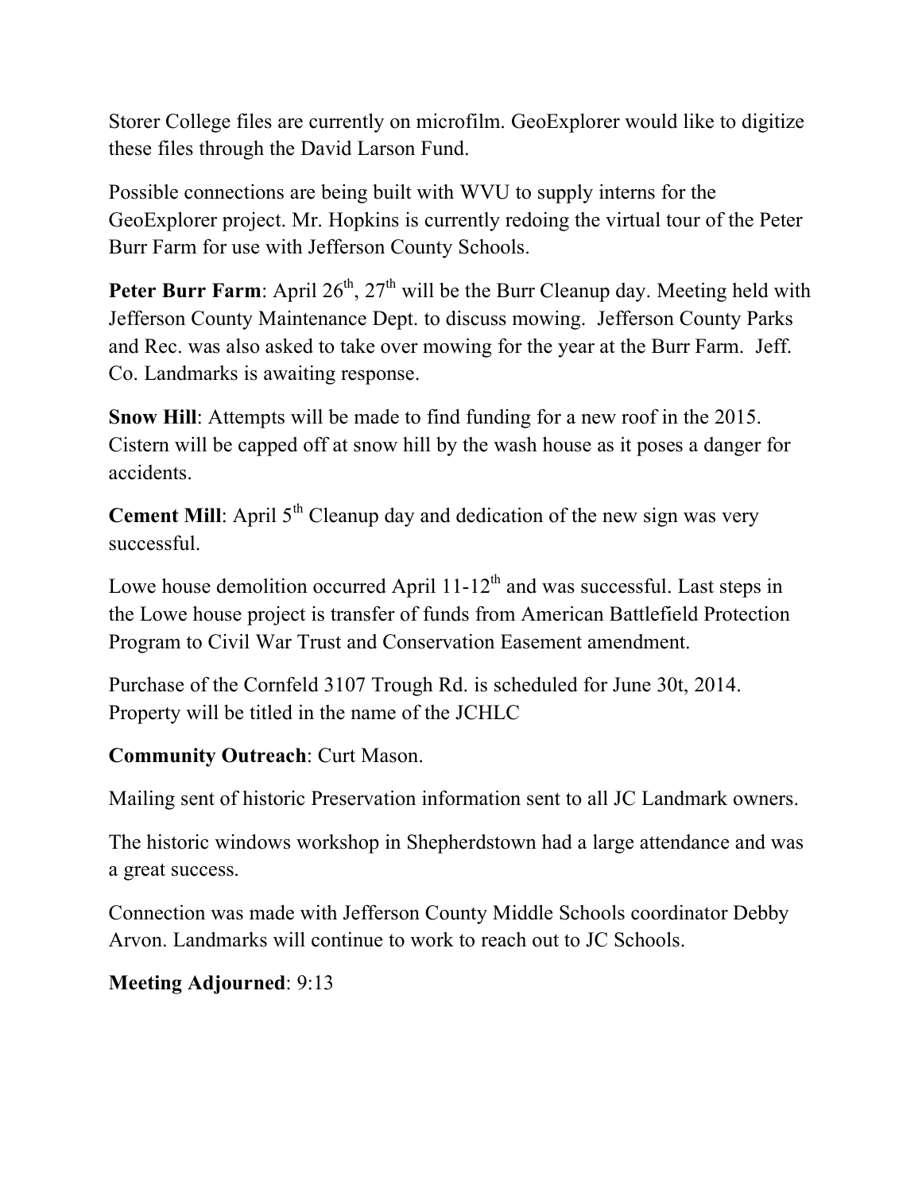Storer College files are currently on microfilm. GeoExplorer would like to digitize these files through the David Larson Fund.

Possible connections are being built with WVU to supply interns for the GeoExplorer project. Mr. Hopkins is currently redoing the virtual tour of the Peter Burr Farm for use with Jefferson County Schools.

**Peter Burr Farm**: April 26th, 27th will be the Burr Cleanup day. Meeting held with Jefferson County Maintenance Dept. to discuss mowing. Jefferson County Parks and Rec. was also asked to take over mowing for the year at the Burr Farm. Jeff. Co. Landmarks is awaiting response.

**Snow Hill**: Attempts will be made to find funding for a new roof in the 2015. Cistern will be capped off at snow hill by the wash house as it poses a danger for accidents.

**Cement Mill**: April 5th Cleanup day and dedication of the new sign was very successful.

Lowe house demolition occurred April 11-12th and was successful. Last steps in the Lowe house project is transfer of funds from American Battlefield Protection Program to Civil War Trust and Conservation Easement amendment.

Purchase of the Cornfeld 3107 Trough Rd. is scheduled for June 30t, 2014. Property will be titled in the name of the JCHLC

**Community Outreach**: Curt Mason.

Mailing sent of historic Preservation information sent to all JC Landmark owners.

The historic windows workshop in Shepherdstown had a large attendance and was a great success.

Connection was made with Jefferson County Middle Schools coordinator Debby Arvon. Landmarks will continue to work to reach out to JC Schools.

**Meeting Adjourned**: 9:13